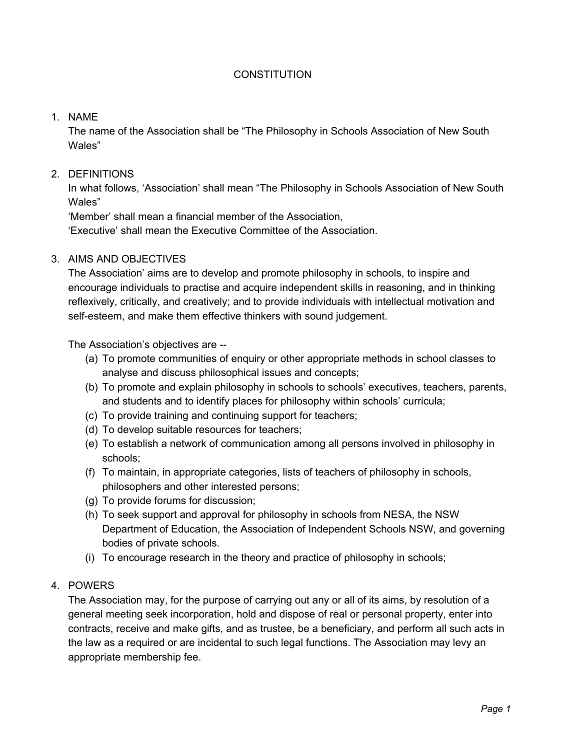# CONSTITUTION

1. NAME

   The name of the Association shall be “The Philosophy in Schools Association of New South Wales”

2. DEFINITIONS

   In what follows, ‘Association’ shall mean “The Philosophy in Schools Association of New South Wales”

   ‘Member’ shall mean a financial member of the Association,

   ‘Executive’ shall mean the Executive Committee of the Association.

3. AIMS AND OBJECTIVES

   The Association’ aims are to develop and promote philosophy in schools, to inspire and encourage individuals to practise and acquire independent skills in reasoning, and in thinking reflexively, critically, and creatively; and to provide individuals with intellectual motivation and self-esteem, and make them effective thinkers with sound judgement.

   The Association’s objectives are --

   (a) To promote communities of enquiry or other appropriate methods in school classes to analyse and discuss philosophical issues and concepts;

   (b) To promote and explain philosophy in schools to schools’ executives, teachers, parents, and students and to identify places for philosophy within schools’ curricula;

   (c) To provide training and continuing support for teachers;

   (d) To develop suitable resources for teachers;

   (e) To establish a network of communication among all persons involved in philosophy in schools;

   (f) To maintain, in appropriate categories, lists of teachers of philosophy in schools, philosophers and other interested persons;

   (g) To provide forums for discussion;

   (h) To seek support and approval for philosophy in schools from NESA, the NSW Department of Education, the Association of Independent Schools NSW, and governing bodies of private schools.

   (i) To encourage research in the theory and practice of philosophy in schools;

4. POWERS

   The Association may, for the purpose of carrying out any or all of its aims, by resolution of a general meeting seek incorporation, hold and dispose of real or personal property, enter into contracts, receive and make gifts, and as trustee, be a beneficiary, and perform all such acts in the law as a required or are incidental to such legal functions. The Association may levy an appropriate membership fee.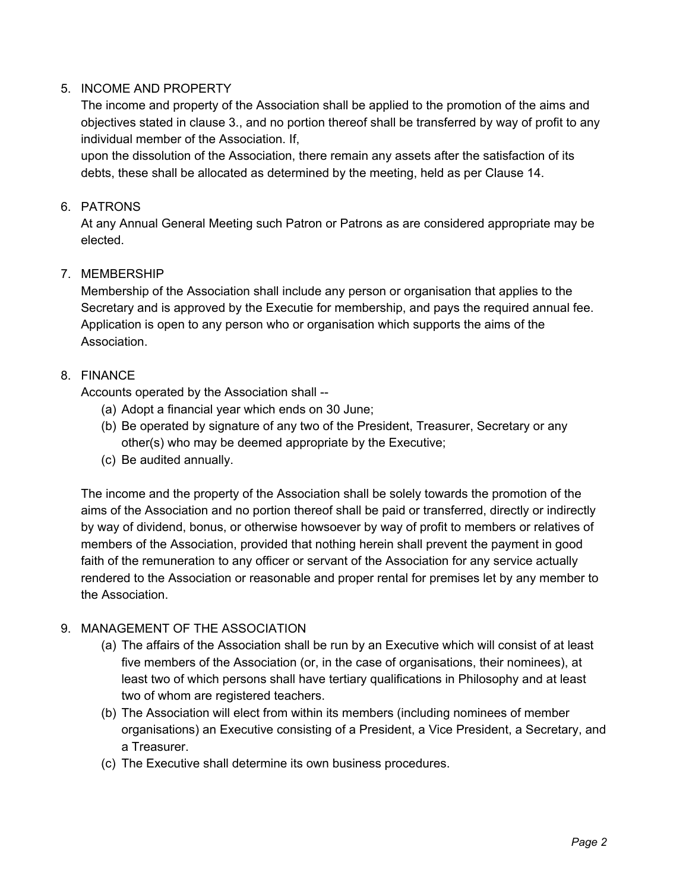5. INCOME AND PROPERTY

   The income and property of the Association shall be applied to the promotion of the aims and objectives stated in clause 3., and no portion thereof shall be transferred by way of profit to any individual member of the Association. If, upon the dissolution of the Association, there remain any assets after the satisfaction of its debts, these shall be allocated as determined by the meeting, held as per Clause 14.

6. PATRONS

   At any Annual General Meeting such Patron or Patrons as are considered appropriate may be elected.

7. MEMBERSHIP

   Membership of the Association shall include any person or organisation that applies to the Secretary and is approved by the Executie for membership, and pays the required annual fee. Application is open to any person who or organisation which supports the aims of the Association.

8. FINANCE

   Accounts operated by the Association shall --

   (a) Adopt a financial year which ends on 30 June;
   (b) Be operated by signature of any two of the President, Treasurer, Secretary or any other(s) who may be deemed appropriate by the Executive;
   (c) Be audited annually.

   The income and the property of the Association shall be solely towards the promotion of the aims of the Association and no portion thereof shall be paid or transferred, directly or indirectly by way of dividend, bonus, or otherwise howsoever by way of profit to members or relatives of members of the Association, provided that nothing herein shall prevent the payment in good faith of the remuneration to any officer or servant of the Association for any service actually rendered to the Association or reasonable and proper rental for premises let by any member to the Association.

9. MANAGEMENT OF THE ASSOCIATION

   (a) The affairs of the Association shall be run by an Executive which will consist of at least five members of the Association (or, in the case of organisations, their nominees), at least two of which persons shall have tertiary qualifications in Philosophy and at least two of whom are registered teachers.
   (b) The Association will elect from within its members (including nominees of member organisations) an Executive consisting of a President, a Vice President, a Secretary, and a Treasurer.
   (c) The Executive shall determine its own business procedures.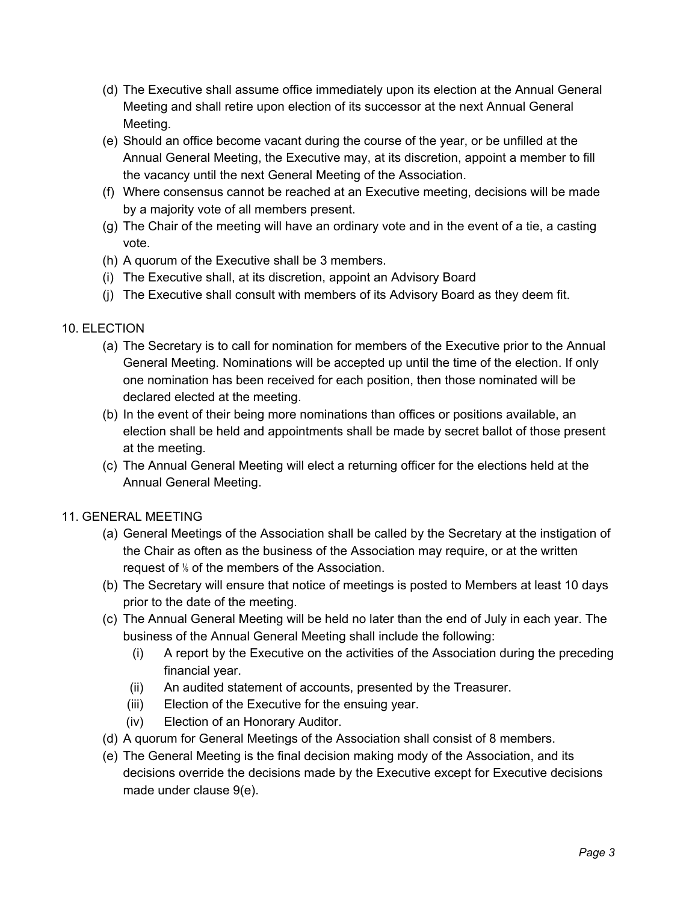(d) The Executive shall assume office immediately upon its election at the Annual General Meeting and shall retire upon election of its successor at the next Annual General Meeting.

(e) Should an office become vacant during the course of the year, or be unfilled at the Annual General Meeting, the Executive may, at its discretion, appoint a member to fill the vacancy until the next General Meeting of the Association.

(f) Where consensus cannot be reached at an Executive meeting, decisions will be made by a majority vote of all members present.

(g) The Chair of the meeting will have an ordinary vote and in the event of a tie, a casting vote.

(h) A quorum of the Executive shall be 3 members.

(i) The Executive shall, at its discretion, appoint an Advisory Board

(j) The Executive shall consult with members of its Advisory Board as they deem fit.

10. ELECTION

(a) The Secretary is to call for nomination for members of the Executive prior to the Annual General Meeting. Nominations will be accepted up until the time of the election. If only one nomination has been received for each position, then those nominated will be declared elected at the meeting.

(b) In the event of their being more nominations than offices or positions available, an election shall be held and appointments shall be made by secret ballot of those present at the meeting.

(c) The Annual General Meeting will elect a returning officer for the elections held at the Annual General Meeting.

11. GENERAL MEETING

(a) General Meetings of the Association shall be called by the Secretary at the instigation of the Chair as often as the business of the Association may require, or at the written request of ⅕ of the members of the Association.

(b) The Secretary will ensure that notice of meetings is posted to Members at least 10 days prior to the date of the meeting.

(c) The Annual General Meeting will be held no later than the end of July in each year. The business of the Annual General Meeting shall include the following:

   (i) A report by the Executive on the activities of the Association during the preceding financial year.

   (ii) An audited statement of accounts, presented by the Treasurer.

   (iii) Election of the Executive for the ensuing year.

   (iv) Election of an Honorary Auditor.

(d) A quorum for General Meetings of the Association shall consist of 8 members.

(e) The General Meeting is the final decision making mody of the Association, and its decisions override the decisions made by the Executive except for Executive decisions made under clause 9(e).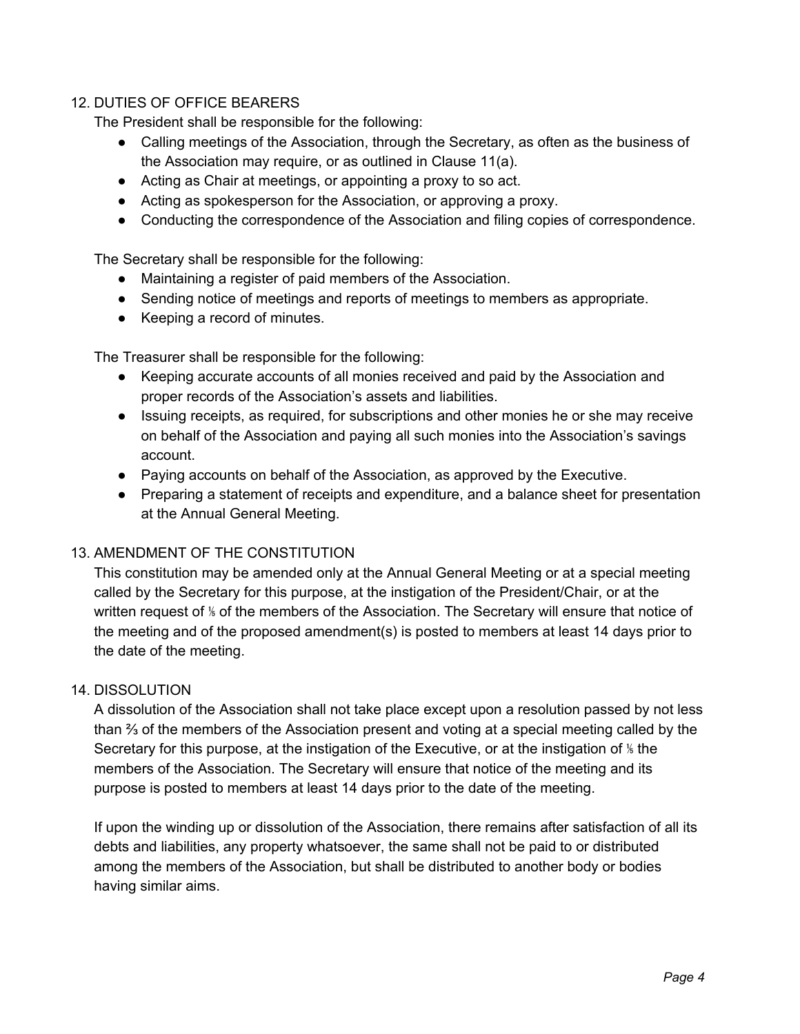## 12. DUTIES OF OFFICE BEARERS

The President shall be responsible for the following:

- Calling meetings of the Association, through the Secretary, as often as the business of the Association may require, or as outlined in Clause 11(a).
- Acting as Chair at meetings, or appointing a proxy to so act.
- Acting as spokesperson for the Association, or approving a proxy.
- Conducting the correspondence of the Association and filing copies of correspondence.

The Secretary shall be responsible for the following:

- Maintaining a register of paid members of the Association.
- Sending notice of meetings and reports of meetings to members as appropriate.
- Keeping a record of minutes.

The Treasurer shall be responsible for the following:

- Keeping accurate accounts of all monies received and paid by the Association and proper records of the Association's assets and liabilities.
- Issuing receipts, as required, for subscriptions and other monies he or she may receive on behalf of the Association and paying all such monies into the Association's savings account.
- Paying accounts on behalf of the Association, as approved by the Executive.
- Preparing a statement of receipts and expenditure, and a balance sheet for presentation at the Annual General Meeting.

## 13. AMENDMENT OF THE CONSTITUTION

This constitution may be amended only at the Annual General Meeting or at a special meeting called by the Secretary for this purpose, at the instigation of the President/Chair, or at the written request of ⅕ of the members of the Association. The Secretary will ensure that notice of the meeting and of the proposed amendment(s) is posted to members at least 14 days prior to the date of the meeting.

## 14. DISSOLUTION

A dissolution of the Association shall not take place except upon a resolution passed by not less than ⅔ of the members of the Association present and voting at a special meeting called by the Secretary for this purpose, at the instigation of the Executive, or at the instigation of ⅕ the members of the Association. The Secretary will ensure that notice of the meeting and its purpose is posted to members at least 14 days prior to the date of the meeting.

If upon the winding up or dissolution of the Association, there remains after satisfaction of all its debts and liabilities, any property whatsoever, the same shall not be paid to or distributed among the members of the Association, but shall be distributed to another body or bodies having similar aims.